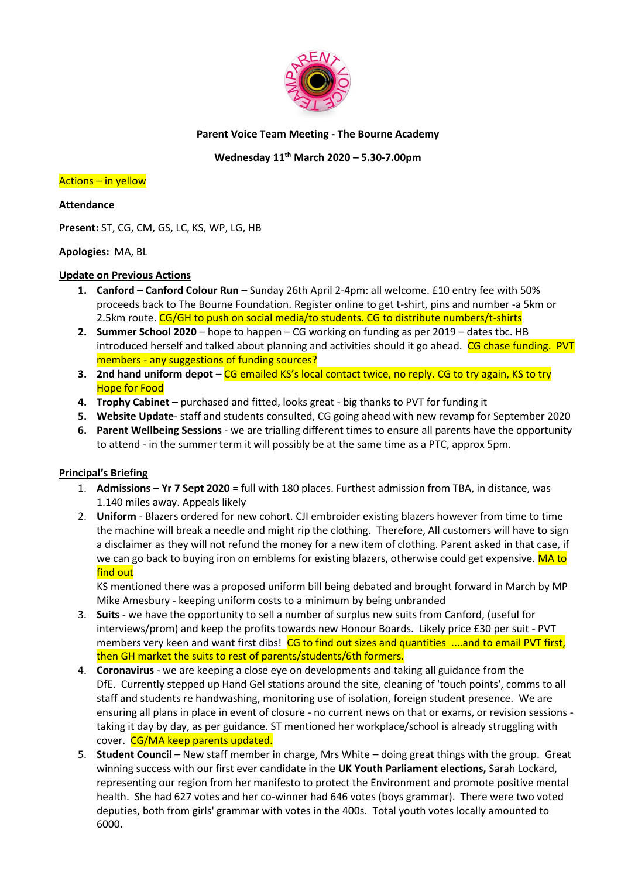**Parent Voice Team Meeting - The Bourne Academy**

**Wednesday 11th March 2020 – 5.30-7.00pm**

Actions – in yellow

**Attendance**

**Present:** ST, CG, CM, GS, LC, KS, WP, LG, HB

**Apologies:** MA, BL

**Update on Previous Actions**

1. **Canford – Canford Colour Run** – Sunday 26th April 2-4pm: all welcome. £10 entry fee with 50% proceeds back to The Bourne Foundation. Register online to get t-shirt, pins and number -a 5km or 2.5km route. CG/GH to push on social media/to students. CG to distribute numbers/t-shirts
2. **Summer School 2020** – hope to happen – CG working on funding as per 2019 – dates tbc. HB introduced herself and talked about planning and activities should it go ahead. CG chase funding. PVT members - any suggestions of funding sources?
3. **2nd hand uniform depot** – CG emailed KS's local contact twice, no reply. CG to try again, KS to try Hope for Food
4. **Trophy Cabinet** – purchased and fitted, looks great - big thanks to PVT for funding it
5. **Website Update**- staff and students consulted, CG going ahead with new revamp for September 2020
6. **Parent Wellbeing Sessions** - we are trialling different times to ensure all parents have the opportunity to attend - in the summer term it will possibly be at the same time as a PTC, approx 5pm.

**Principal's Briefing**

1. **Admissions – Yr 7 Sept 2020** = full with 180 places. Furthest admission from TBA, in distance, was 1.140 miles away. Appeals likely
2. **Uniform** - Blazers ordered for new cohort. CJI embroider existing blazers however from time to time the machine will break a needle and might rip the clothing. Therefore, All customers will have to sign a disclaimer as they will not refund the money for a new item of clothing. Parent asked in that case, if we can go back to buying iron on emblems for existing blazers, otherwise could get expensive. MA to find out

   KS mentioned there was a proposed uniform bill being debated and brought forward in March by MP Mike Amesbury - keeping uniform costs to a minimum by being unbranded
3. **Suits** - we have the opportunity to sell a number of surplus new suits from Canford, (useful for interviews/prom) and keep the profits towards new Honour Boards. Likely price £30 per suit - PVT members very keen and want first dibs! CG to find out sizes and quantities ....and to email PVT first, then GH market the suits to rest of parents/students/6th formers.
4. **Coronavirus** - we are keeping a close eye on developments and taking all guidance from the DfE. Currently stepped up Hand Gel stations around the site, cleaning of 'touch points', comms to all staff and students re handwashing, monitoring use of isolation, foreign student presence. We are ensuring all plans in place in event of closure - no current news on that or exams, or revision sessions - taking it day by day, as per guidance. ST mentioned her workplace/school is already struggling with cover. CG/MA keep parents updated.
5. **Student Council** – New staff member in charge, Mrs White – doing great things with the group. Great winning success with our first ever candidate in the **UK Youth Parliament elections,** Sarah Lockard, representing our region from her manifesto to protect the Environment and promote positive mental health. She had 627 votes and her co-winner had 646 votes (boys grammar). There were two voted deputies, both from girls' grammar with votes in the 400s. Total youth votes locally amounted to 6000.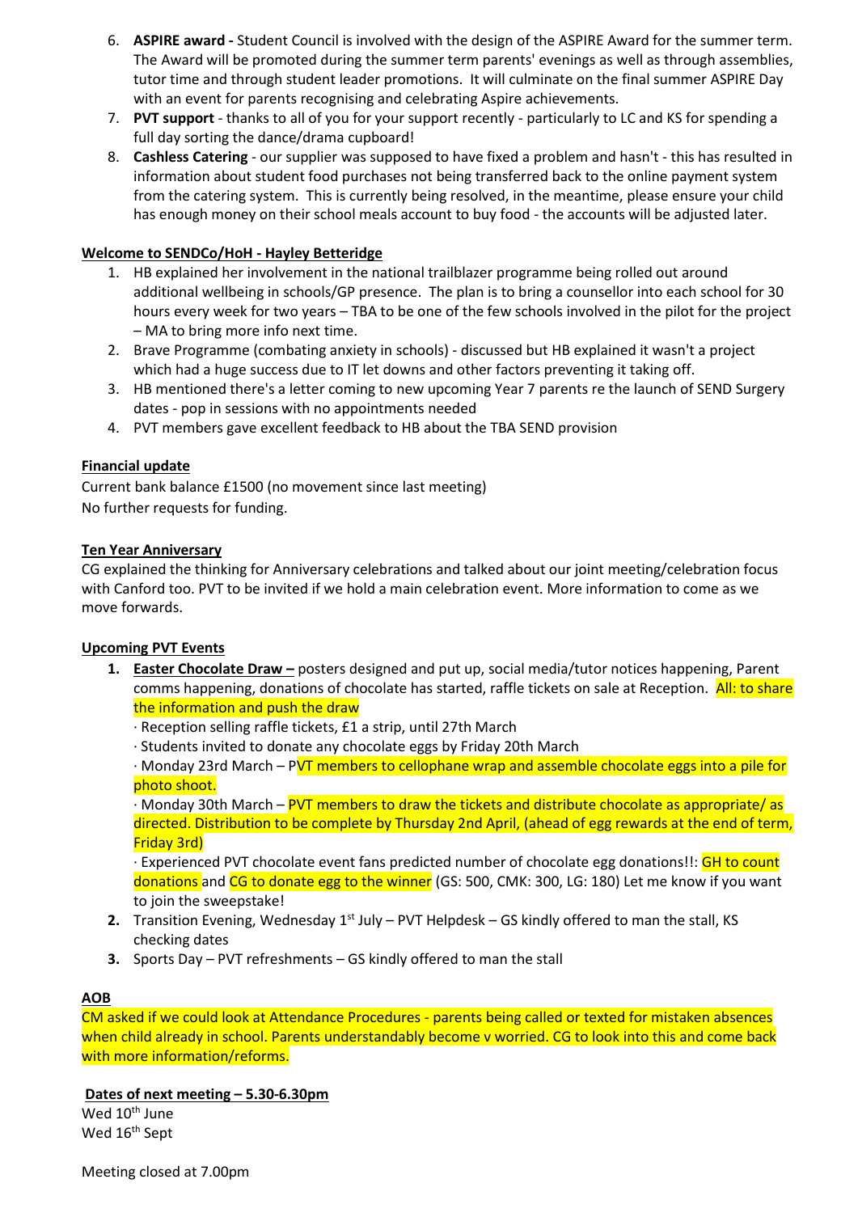6. **ASPIRE award -** Student Council is involved with the design of the ASPIRE Award for the summer term. The Award will be promoted during the summer term parents' evenings as well as through assemblies, tutor time and through student leader promotions. It will culminate on the final summer ASPIRE Day with an event for parents recognising and celebrating Aspire achievements.
7. **PVT support** - thanks to all of you for your support recently - particularly to LC and KS for spending a full day sorting the dance/drama cupboard!
8. **Cashless Catering** - our supplier was supposed to have fixed a problem and hasn't - this has resulted in information about student food purchases not being transferred back to the online payment system from the catering system. This is currently being resolved, in the meantime, please ensure your child has enough money on their school meals account to buy food - the accounts will be adjusted later.

**Welcome to SENDCo/HoH - Hayley Betteridge**

1. HB explained her involvement in the national trailblazer programme being rolled out around additional wellbeing in schools/GP presence. The plan is to bring a counsellor into each school for 30 hours every week for two years – TBA to be one of the few schools involved in the pilot for the project – MA to bring more info next time.
2. Brave Programme (combating anxiety in schools) - discussed but HB explained it wasn't a project which had a huge success due to IT let downs and other factors preventing it taking off.
3. HB mentioned there's a letter coming to new upcoming Year 7 parents re the launch of SEND Surgery dates - pop in sessions with no appointments needed
4. PVT members gave excellent feedback to HB about the TBA SEND provision

**Financial update**

Current bank balance £1500 (no movement since last meeting)
No further requests for funding.

**Ten Year Anniversary**

CG explained the thinking for Anniversary celebrations and talked about our joint meeting/celebration focus with Canford too. PVT to be invited if we hold a main celebration event. More information to come as we move forwards.

**Upcoming PVT Events**

1. **Easter Chocolate Draw –** posters designed and put up, social media/tutor notices happening, Parent comms happening, donations of chocolate has started, raffle tickets on sale at Reception. All: to share the information and push the draw
   · Reception selling raffle tickets, £1 a strip, until 27th March
   · Students invited to donate any chocolate eggs by Friday 20th March
   · Monday 23rd March – PVT members to cellophane wrap and assemble chocolate eggs into a pile for photo shoot.
   · Monday 30th March – PVT members to draw the tickets and distribute chocolate as appropriate/ as directed. Distribution to be complete by Thursday 2nd April, (ahead of egg rewards at the end of term, Friday 3rd)
   · Experienced PVT chocolate event fans predicted number of chocolate egg donations!!: GH to count donations and CG to donate egg to the winner (GS: 500, CMK: 300, LG: 180) Let me know if you want to join the sweepstake!
2. Transition Evening, Wednesday 1st July – PVT Helpdesk – GS kindly offered to man the stall, KS checking dates
3. Sports Day – PVT refreshments – GS kindly offered to man the stall

**AOB**

CM asked if we could look at Attendance Procedures - parents being called or texted for mistaken absences when child already in school. Parents understandably become v worried. CG to look into this and come back with more information/reforms.

**Dates of next meeting – 5.30-6.30pm**

Wed 10th June
Wed 16th Sept

Meeting closed at 7.00pm